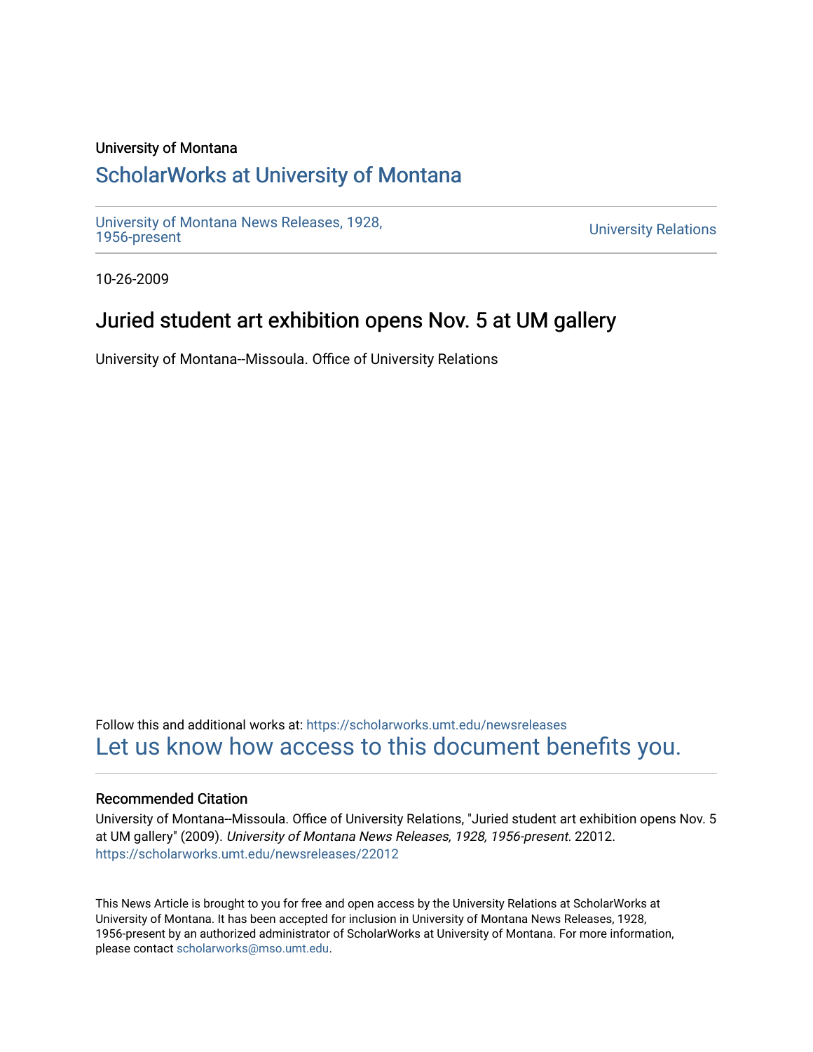University of Montana

# ScholarWorks at University of Montana

University of Montana News Releases, 1928, 1956-present

University Relations

10-26-2009

## Juried student art exhibition opens Nov. 5 at UM gallery

University of Montana--Missoula. Office of University Relations

Follow this and additional works at: https://scholarworks.umt.edu/newsreleases

Let us know how access to this document benefits you.

### Recommended Citation

University of Montana--Missoula. Office of University Relations, "Juried student art exhibition opens Nov. 5 at UM gallery" (2009). *University of Montana News Releases, 1928, 1956-present*. 22012.
https://scholarworks.umt.edu/newsreleases/22012

This News Article is brought to you for free and open access by the University Relations at ScholarWorks at University of Montana. It has been accepted for inclusion in University of Montana News Releases, 1928, 1956-present by an authorized administrator of ScholarWorks at University of Montana. For more information, please contact scholarworks@mso.umt.edu.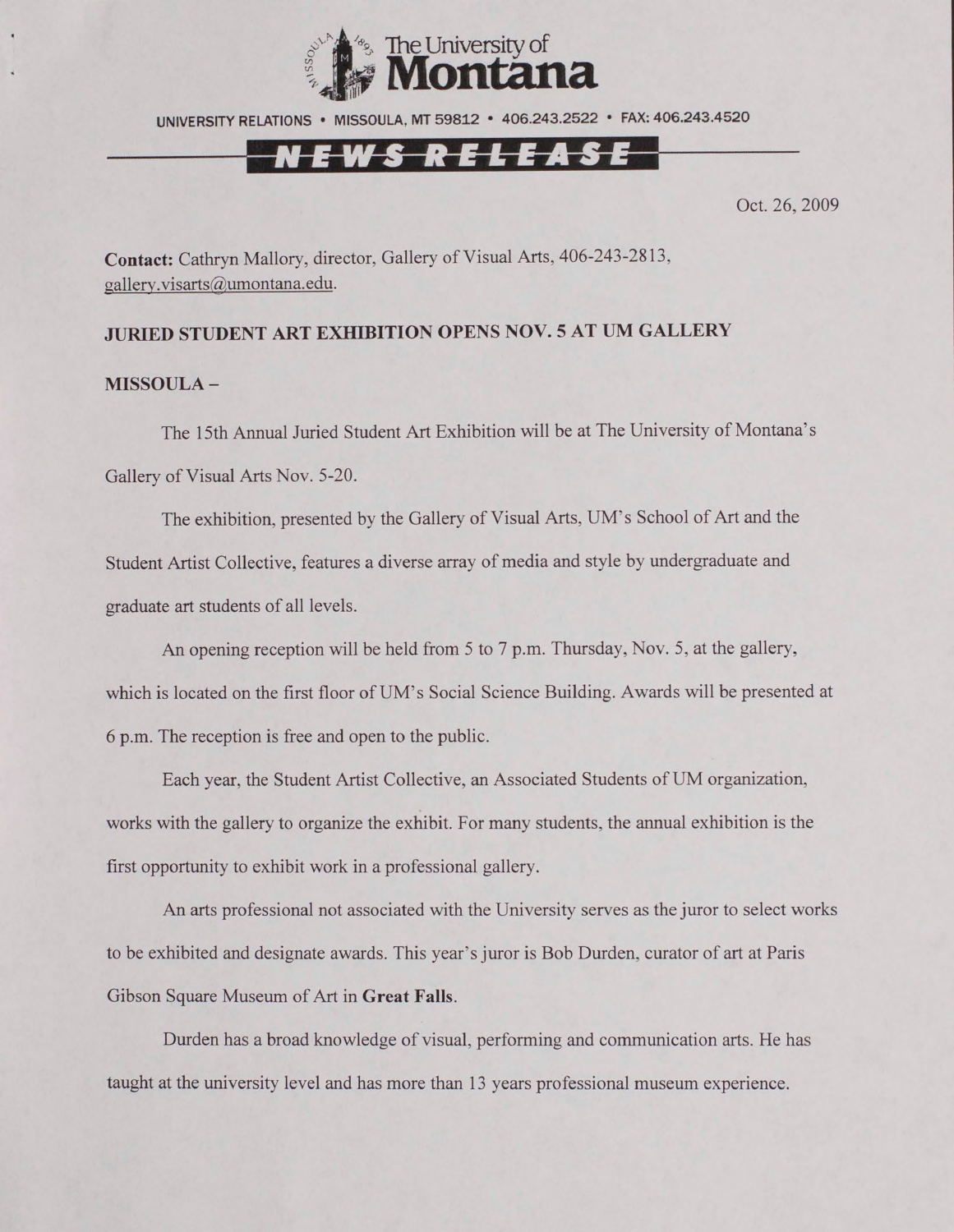The University of Montana

UNIVERSITY RELATIONS • MISSOULA, MT 59812 • 406.243.2522 • FAX: 406.243.4520

**NEWS RELEASE**

Oct. 26, 2009

**Contact:** Cathryn Mallory, director, Gallery of Visual Arts, 406-243-2813, gallery.visarts@umontana.edu.

**JURIED STUDENT ART EXHIBITION OPENS NOV. 5 AT UM GALLERY**

**MISSOULA –**

The 15th Annual Juried Student Art Exhibition will be at The University of Montana's Gallery of Visual Arts Nov. 5-20.

The exhibition, presented by the Gallery of Visual Arts, UM's School of Art and the Student Artist Collective, features a diverse array of media and style by undergraduate and graduate art students of all levels.

An opening reception will be held from 5 to 7 p.m. Thursday, Nov. 5, at the gallery, which is located on the first floor of UM's Social Science Building. Awards will be presented at 6 p.m. The reception is free and open to the public.

Each year, the Student Artist Collective, an Associated Students of UM organization, works with the gallery to organize the exhibit. For many students, the annual exhibition is the first opportunity to exhibit work in a professional gallery.

An arts professional not associated with the University serves as the juror to select works to be exhibited and designate awards. This year's juror is Bob Durden, curator of art at Paris Gibson Square Museum of Art in **Great Falls**.

Durden has a broad knowledge of visual, performing and communication arts. He has taught at the university level and has more than 13 years professional museum experience.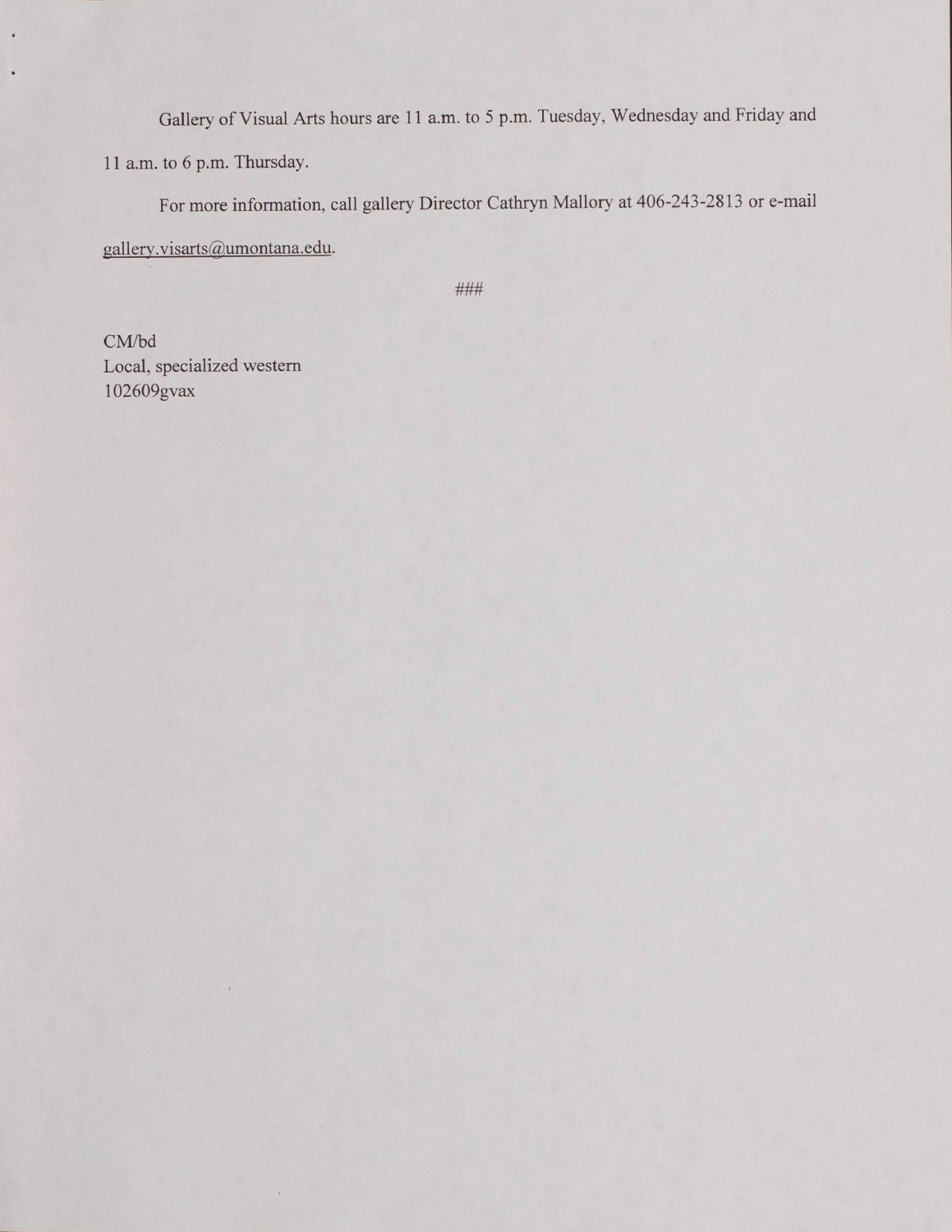Gallery of Visual Arts hours are 11 a.m. to 5 p.m. Tuesday, Wednesday and Friday and 11 a.m. to 6 p.m. Thursday.

For more information, call gallery Director Cathryn Mallory at 406-243-2813 or e-mail gallery.visarts@umontana.edu.

###

CM/bd
Local, specialized western
102609gvax